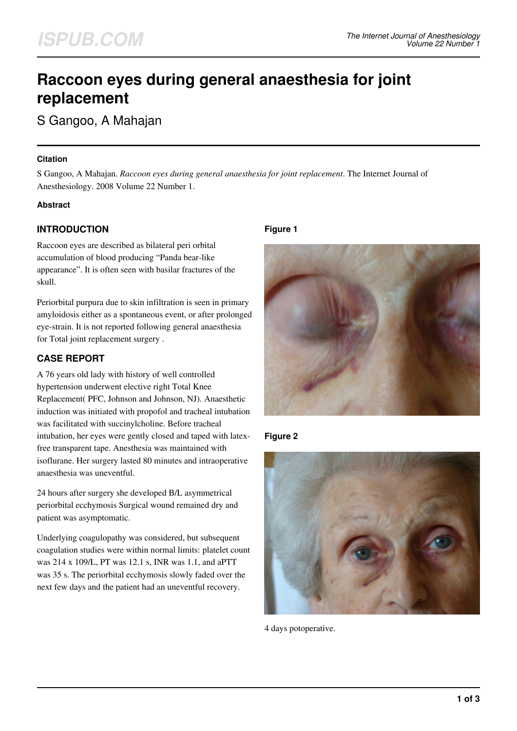# Raccoon eyes during general anaesthesia for joint replacement

S Gangoo, A Mahajan

### Citation

S Gangoo, A Mahajan. *Raccoon eyes during general anaesthesia for joint replacement*. The Internet Journal of Anesthesiology. 2008 Volume 22 Number 1.

### Abstract

## INTRODUCTION

Raccoon eyes are described as bilateral peri orbital accumulation of blood producing "Panda bear-like appearance". It is often seen with basilar fractures of the skull.

Periorbital purpura due to skin infiltration is seen in primary amyloidosis either as a spontaneous event, or after prolonged eye-strain. It is not reported following general anaesthesia for Total joint replacement surgery .

## CASE REPORT

A 76 years old lady with history of well controlled hypertension underwent elective right Total Knee Replacement( PFC, Johnson and Johnson, NJ). Anaesthetic induction was initiated with propofol and tracheal intubation was facilitated with succinylcholine. Before tracheal intubation, her eyes were gently closed and taped with latex-free transparent tape. Anesthesia was maintained with isoflurane. Her surgery lasted 80 minutes and intraoperative anaesthesia was uneventful.

24 hours after surgery she developed B/L asymmetrical periorbital ecchymosis Surgical wound remained dry and patient was asymptomatic.

Underlying coagulopathy was considered, but subsequent coagulation studies were within normal limits: platelet count was 214 x 109/L, PT was 12.1 s, INR was 1.1, and aPTT was 35 s. The periorbital ecchymosis slowly faded over the next few days and the patient had an uneventful recovery.

**Figure 1**

**Figure 2**

4 days potoperative.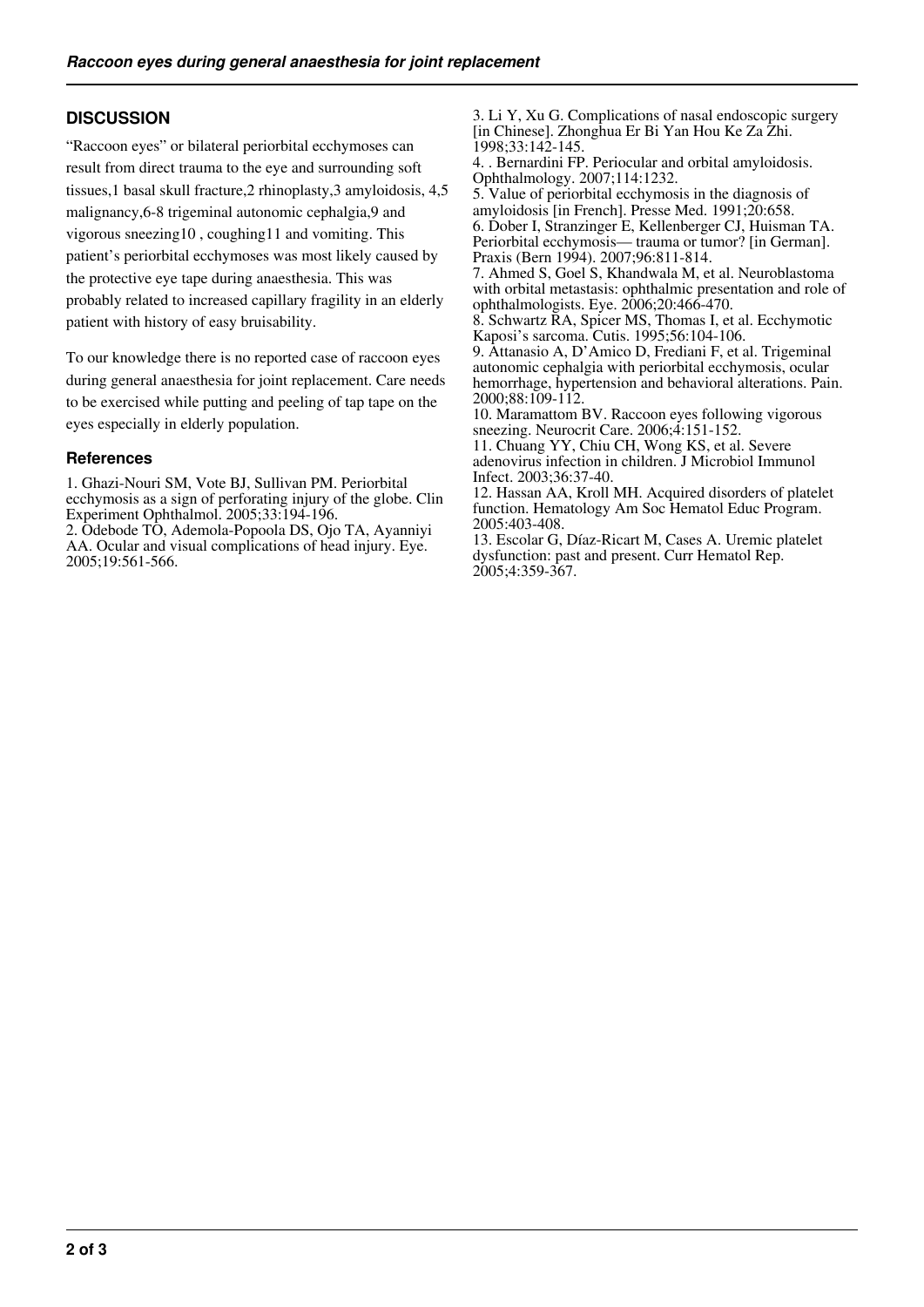## DISCUSSION

"Raccoon eyes" or bilateral periorbital ecchymoses can result from direct trauma to the eye and surrounding soft tissues,1 basal skull fracture,2 rhinoplasty,3 amyloidosis, 4,5 malignancy,6-8 trigeminal autonomic cephalgia,9 and vigorous sneezing10 , coughing11 and vomiting. This patient's periorbital ecchymoses was most likely caused by the protective eye tape during anaesthesia. This was probably related to increased capillary fragility in an elderly patient with history of easy bruisability.

To our knowledge there is no reported case of raccoon eyes during general anaesthesia for joint replacement. Care needs to be exercised while putting and peeling of tap tape on the eyes especially in elderly population.

### References

1. Ghazi-Nouri SM, Vote BJ, Sullivan PM. Periorbital ecchymosis as a sign of perforating injury of the globe. Clin Experiment Ophthalmol. 2005;33:194-196.
2. Odebode TO, Ademola-Popoola DS, Ojo TA, Ayanniyi AA. Ocular and visual complications of head injury. Eye. 2005;19:561-566.
3. Li Y, Xu G. Complications of nasal endoscopic surgery [in Chinese]. Zhonghua Er Bi Yan Hou Ke Za Zhi. 1998;33:142-145.
4. . Bernardini FP. Periocular and orbital amyloidosis. Ophthalmology. 2007;114:1232.
5. Value of periorbital ecchymosis in the diagnosis of amyloidosis [in French]. Presse Med. 1991;20:658.
6. Dober I, Stranzinger E, Kellenberger CJ, Huisman TA. Periorbital ecchymosis— trauma or tumor? [in German]. Praxis (Bern 1994). 2007;96:811-814.
7. Ahmed S, Goel S, Khandwala M, et al. Neuroblastoma with orbital metastasis: ophthalmic presentation and role of ophthalmologists. Eye. 2006;20:466-470.
8. Schwartz RA, Spicer MS, Thomas I, et al. Ecchymotic Kaposi's sarcoma. Cutis. 1995;56:104-106.
9. Attanasio A, D'Amico D, Frediani F, et al. Trigeminal autonomic cephalgia with periorbital ecchymosis, ocular hemorrhage, hypertension and behavioral alterations. Pain. 2000;88:109-112.
10. Maramattom BV. Raccoon eyes following vigorous sneezing. Neurocrit Care. 2006;4:151-152.
11. Chuang YY, Chiu CH, Wong KS, et al. Severe adenovirus infection in children. J Microbiol Immunol Infect. 2003;36:37-40.
12. Hassan AA, Kroll MH. Acquired disorders of platelet function. Hematology Am Soc Hematol Educ Program. 2005:403-408.
13. Escolar G, Díaz-Ricart M, Cases A. Uremic platelet dysfunction: past and present. Curr Hematol Rep. 2005;4:359-367.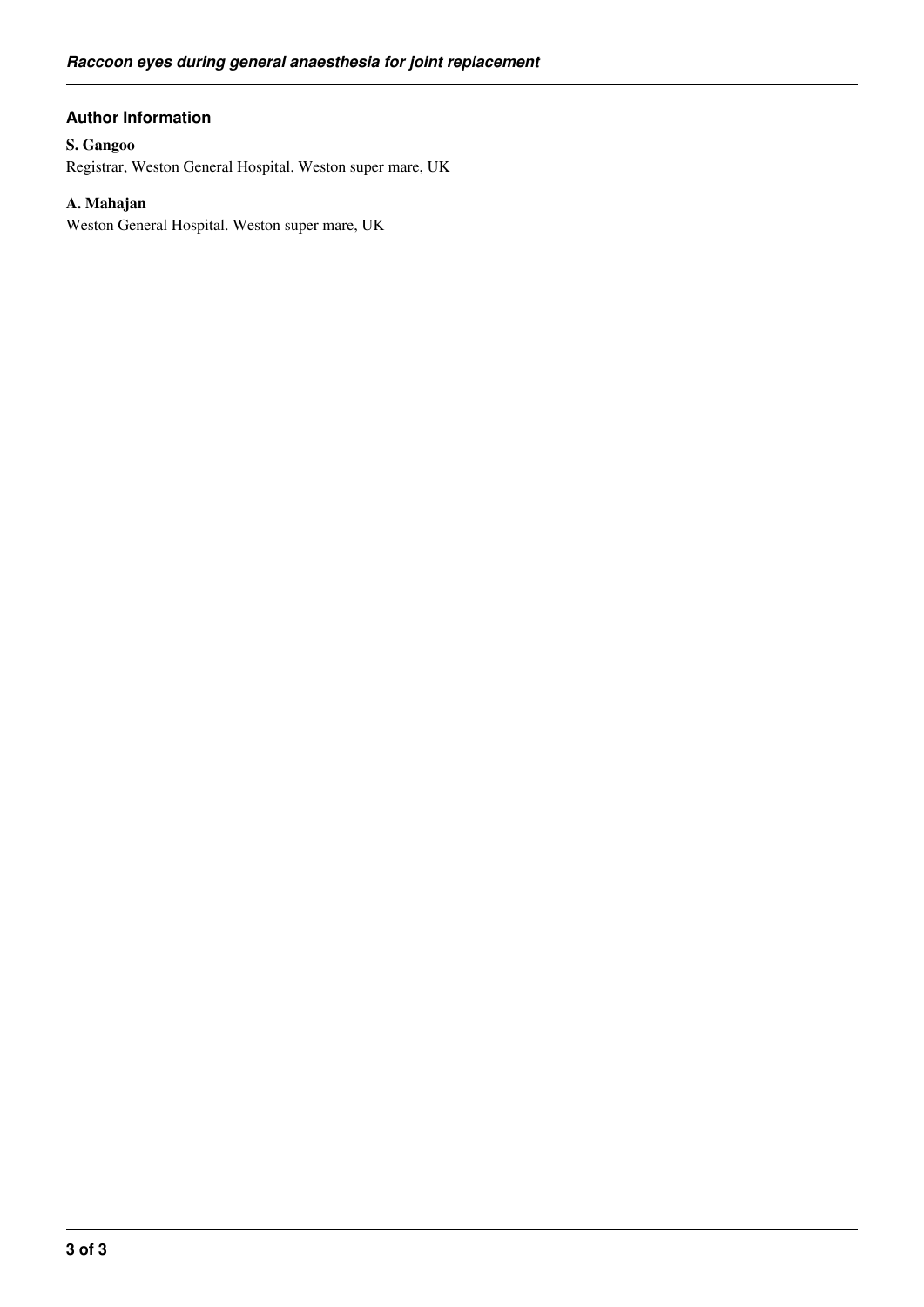### Author Information

**S. Gangoo**
Registrar, Weston General Hospital. Weston super mare, UK

**A. Mahajan**
Weston General Hospital. Weston super mare, UK